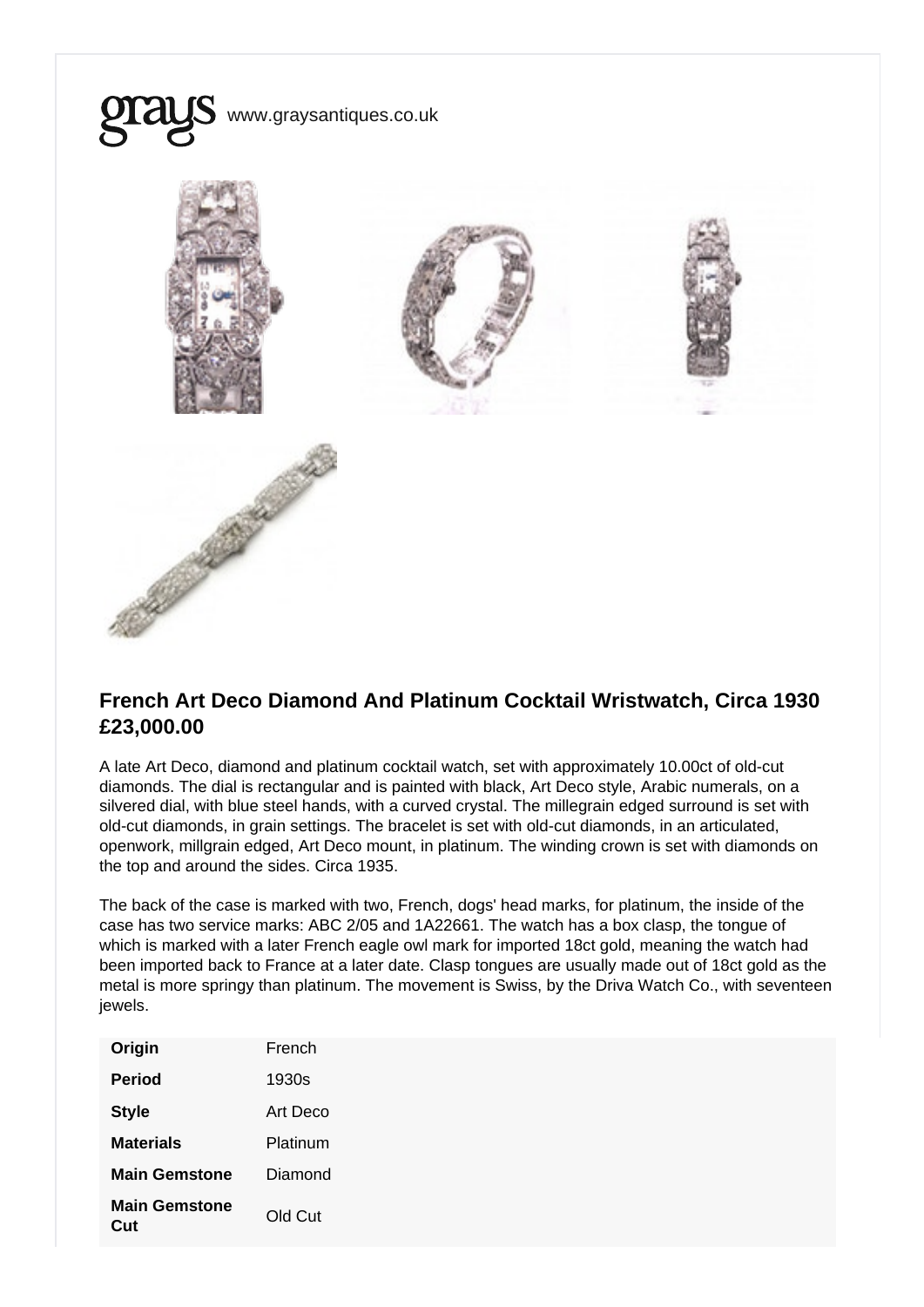grays www.graysantiques.co.uk

## French Art Deco Diamond And Platinum Cocktail Wristwatch, Circa 1930
## £23,000.00

A late Art Deco, diamond and platinum cocktail watch, set with approximately 10.00ct of old-cut diamonds. The dial is rectangular and is painted with black, Art Deco style, Arabic numerals, on a silvered dial, with blue steel hands, with a curved crystal. The millegrain edged surround is set with old-cut diamonds, in grain settings. The bracelet is set with old-cut diamonds, in an articulated, openwork, millgrain edged, Art Deco mount, in platinum. The winding crown is set with diamonds on the top and around the sides. Circa 1935.

The back of the case is marked with two, French, dogs' head marks, for platinum, the inside of the case has two service marks: ABC 2/05 and 1A22661. The watch has a box clasp, the tongue of which is marked with a later French eagle owl mark for imported 18ct gold, meaning the watch had been imported back to France at a later date. Clasp tongues are usually made out of 18ct gold as the metal is more springy than platinum. The movement is Swiss, by the Driva Watch Co., with seventeen jewels.

| | |
|---|---|
| **Origin** | French |
| **Period** | 1930s |
| **Style** | Art Deco |
| **Materials** | Platinum |
| **Main Gemstone** | Diamond |
| **Main Gemstone Cut** | Old Cut |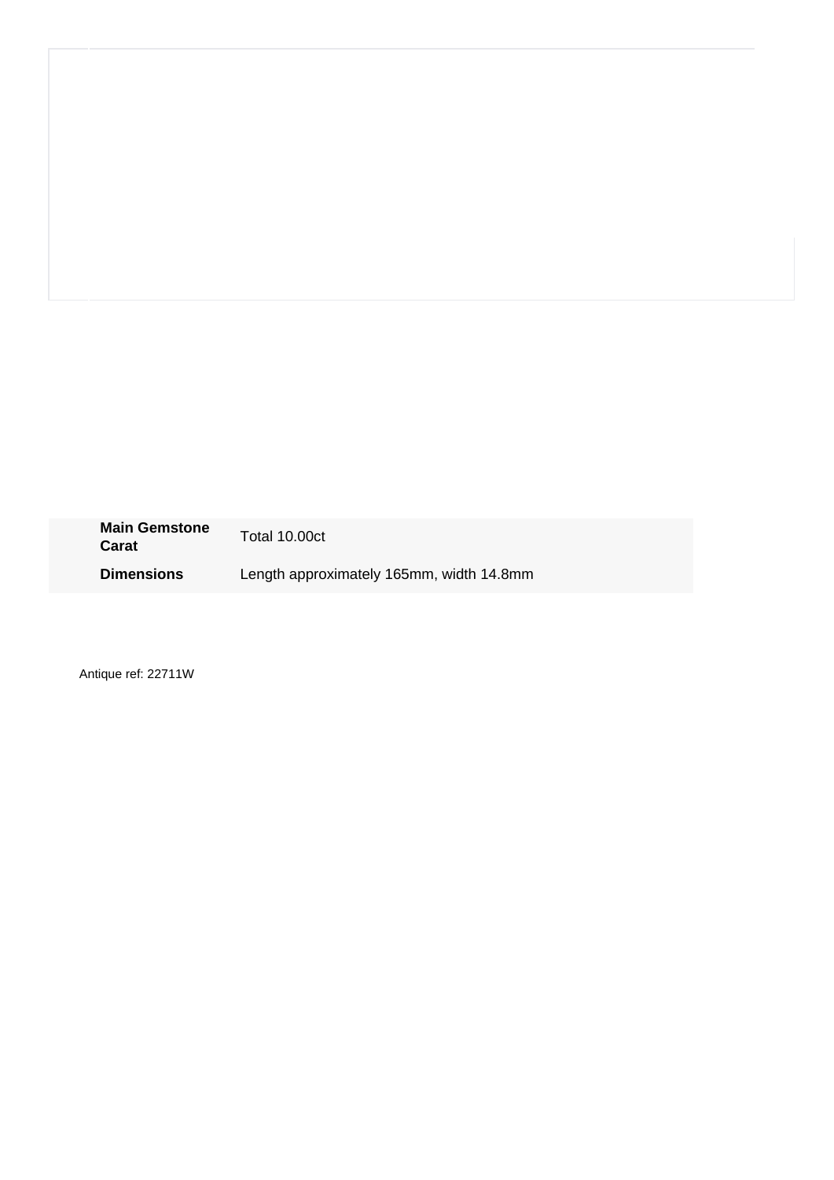| | |
|---|---|
| **Main Gemstone Carat** | Total 10.00ct |
| **Dimensions** | Length approximately 165mm, width 14.8mm |

Antique ref: 22711W